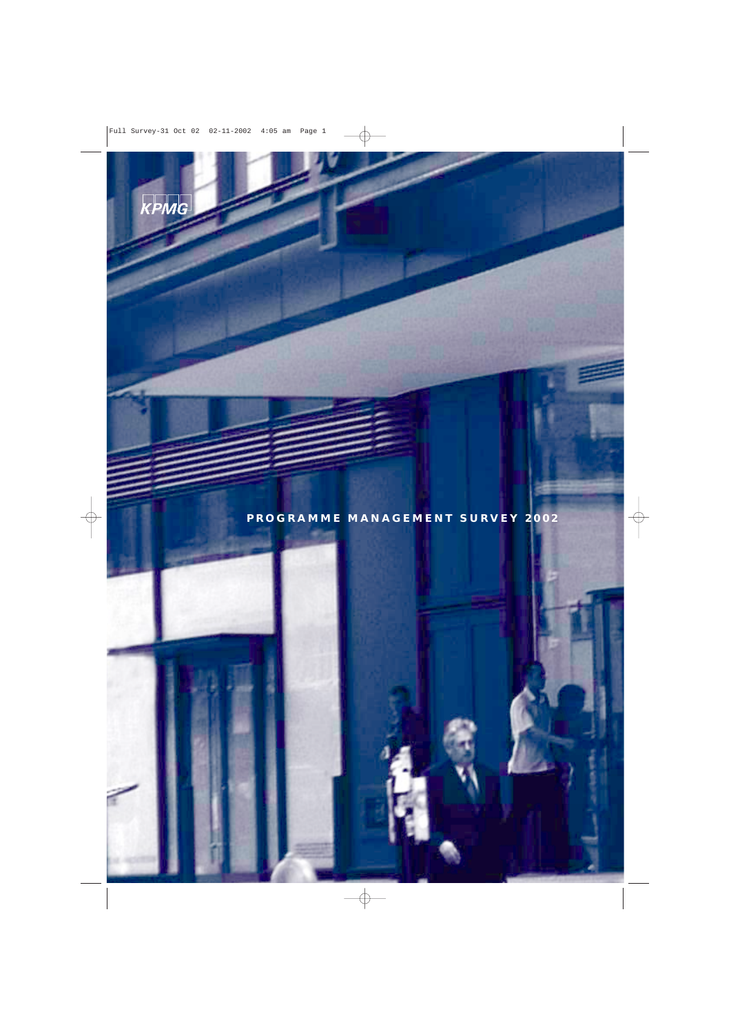KPMG

# PROGRAMME MANAGEMENT SURVEY 2002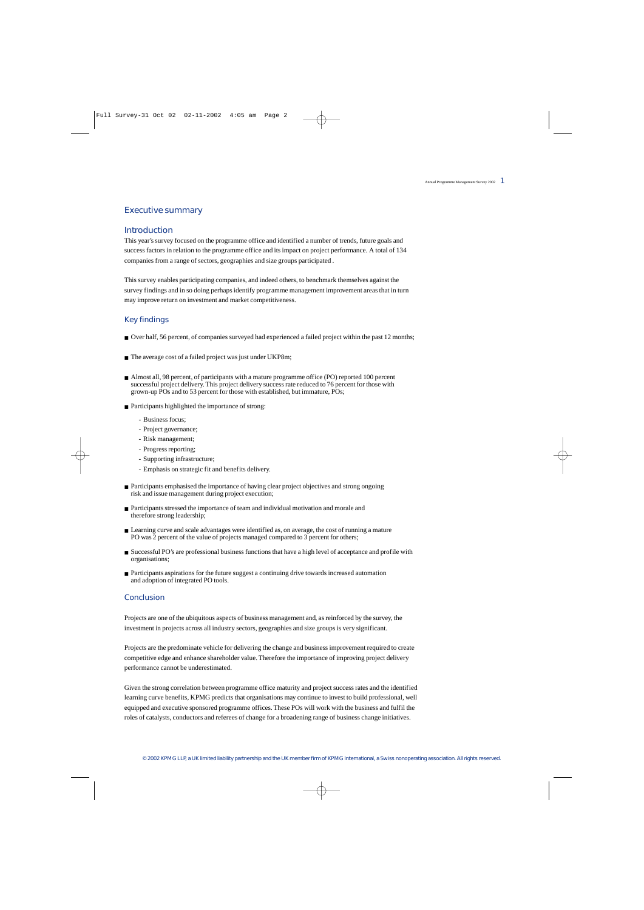## Executive summary

### Introduction

This year's survey focused on the programme office and identified a number of trends, future goals and success factors in relation to the programme office and its impact on project performance. A total of 134 companies from a range of sectors, geographies and size groups participated .

This survey enables participating companies, and indeed others, to benchmark themselves against the survey findings and in so doing perhaps identify programme management improvement areas that in turn may improve return on investment and market competitiveness.

### Key findings

- Over half, 56 percent, of companies surveyed had experienced a failed project within the past 12 months;
- The average cost of a failed project was just under UKP8m;
- Almost all, 98 percent, of participants with a mature programme office (PO) reported 100 percent successful project delivery. This project delivery success rate reduced to 76 percent for those with grown-up POs and to 53 percent for those with established, but immature, POs;
- Participants highlighted the importance of strong:
  - Business focus;
  - Project governance;
  - Risk management;
  - Progress reporting;
  - Supporting infrastructure;
  - Emphasis on strategic fit and benefits delivery.
- Participants emphasised the importance of having clear project objectives and strong ongoing risk and issue management during project execution;
- Participants stressed the importance of team and individual motivation and morale and therefore strong leadership;
- Learning curve and scale advantages were identified as, on average, the cost of running a mature PO was 2 percent of the value of projects managed compared to 3 percent for others;
- Successful PO's are professional business functions that have a high level of acceptance and profile with organisations;
- Participants aspirations for the future suggest a continuing drive towards increased automation and adoption of integrated PO tools.

### Conclusion

Projects are one of the ubiquitous aspects of business management and, as reinforced by the survey, the investment in projects across all industry sectors, geographies and size groups is very significant.

Projects are the predominate vehicle for delivering the change and business improvement required to create competitive edge and enhance shareholder value. Therefore the importance of improving project delivery performance cannot be underestimated.

Given the strong correlation between programme office maturity and project success rates and the identified learning curve benefits, KPMG predicts that organisations may continue to invest to build professional, well equipped and executive sponsored programme offices. These POs will work with the business and fulfil the roles of catalysts, conductors and referees of change for a broadening range of business change initiatives.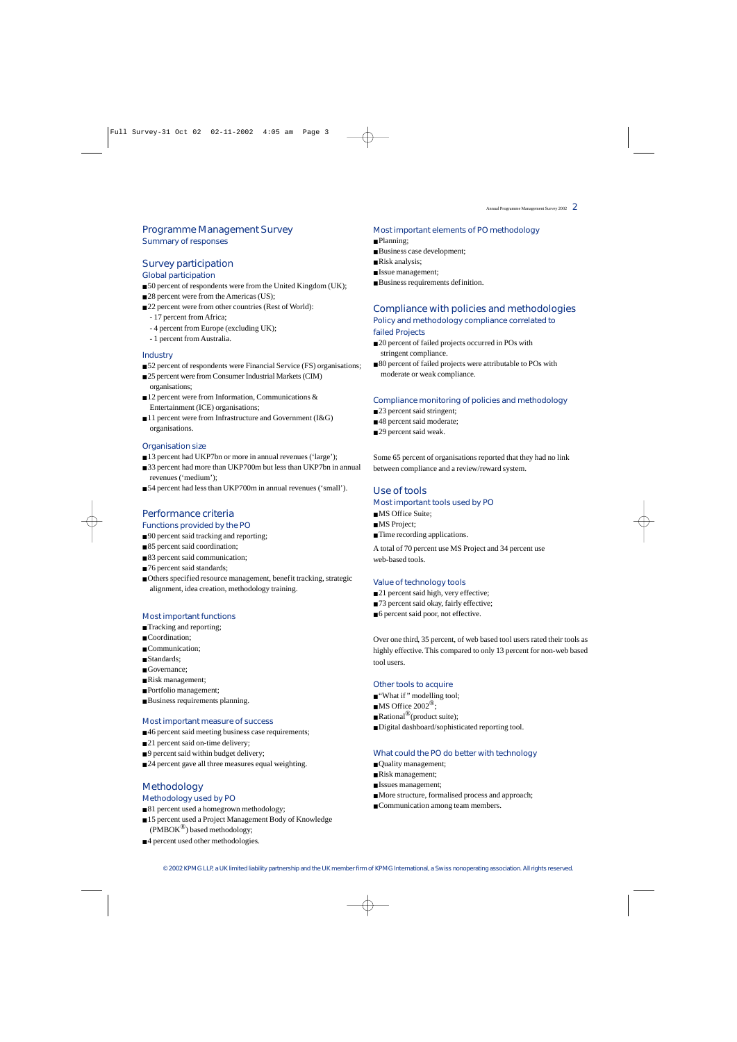# Programme Management Survey

## Summary of responses

## Survey participation

### Global participation

- 50 percent of respondents were from the United Kingdom (UK);
- 28 percent were from the Americas (US);
- 22 percent were from other countries (Rest of World):
  - 17 percent from Africa;
  - 4 percent from Europe (excluding UK);
  - 1 percent from Australia.

### Industry

- 52 percent of respondents were Financial Service (FS) organisations;
- 25 percent were from Consumer Industrial Markets (CIM) organisations;
- 12 percent were from Information, Communications & Entertainment (ICE) organisations;
- 11 percent were from Infrastructure and Government (I&G) organisations.

### Organisation size

- 13 percent had UKP7bn or more in annual revenues ('large');
- 33 percent had more than UKP700m but less than UKP7bn in annual revenues ('medium');
- 54 percent had less than UKP700m in annual revenues ('small').

## Performance criteria

### Functions provided by the PO

- 90 percent said tracking and reporting;
- 85 percent said coordination;
- 83 percent said communication;
- 76 percent said standards;
- Others specified resource management, benefit tracking, strategic alignment, idea creation, methodology training.

### Most important functions

- Tracking and reporting;
- Coordination;
- Communication;
- Standards;
- Governance;
- Risk management;
- Portfolio management;
- Business requirements planning.

### Most important measure of success

- 46 percent said meeting business case requirements;
- 21 percent said on-time delivery;
- 9 percent said within budget delivery;
- 24 percent gave all three measures equal weighting.

## Methodology

### Methodology used by PO

- 81 percent used a homegrown methodology;
- 15 percent used a Project Management Body of Knowledge (PMBOK®) based methodology;
- 4 percent used other methodologies.

### Most important elements of PO methodology

- Planning;
- Business case development;
- Risk analysis;
- Issue management;
- Business requirements definition.

## Compliance with policies and methodologies

### Policy and methodology compliance correlated to failed Projects

- 20 percent of failed projects occurred in POs with stringent compliance.
- 80 percent of failed projects were attributable to POs with moderate or weak compliance.

### Compliance monitoring of policies and methodology

- 23 percent said stringent;
- 48 percent said moderate;
- 29 percent said weak.

Some 65 percent of organisations reported that they had no link between compliance and a review/reward system.

## Use of tools

### Most important tools used by PO

- MS Office Suite;
- MS Project;
- Time recording applications.

A total of 70 percent use MS Project and 34 percent use web-based tools.

### Value of technology tools

- 21 percent said high, very effective;
- 73 percent said okay, fairly effective;
- 6 percent said poor, not effective.

Over one third, 35 percent, of web based tool users rated their tools as highly effective. This compared to only 13 percent for non-web based tool users.

### Other tools to acquire

- "What if" modelling tool;
- MS Office 2002®;
- Rational®(product suite);
- Digital dashboard/sophisticated reporting tool.

### What could the PO do better with technology

- Quality management;
- Risk management;
- Issues management;
- More structure, formalised process and approach;
- Communication among team members.

© 2002 KPMG LLP, a UK limited liability partnership and the UK member firm of KPMG International, a Swiss nonoperating association. All rights reserved.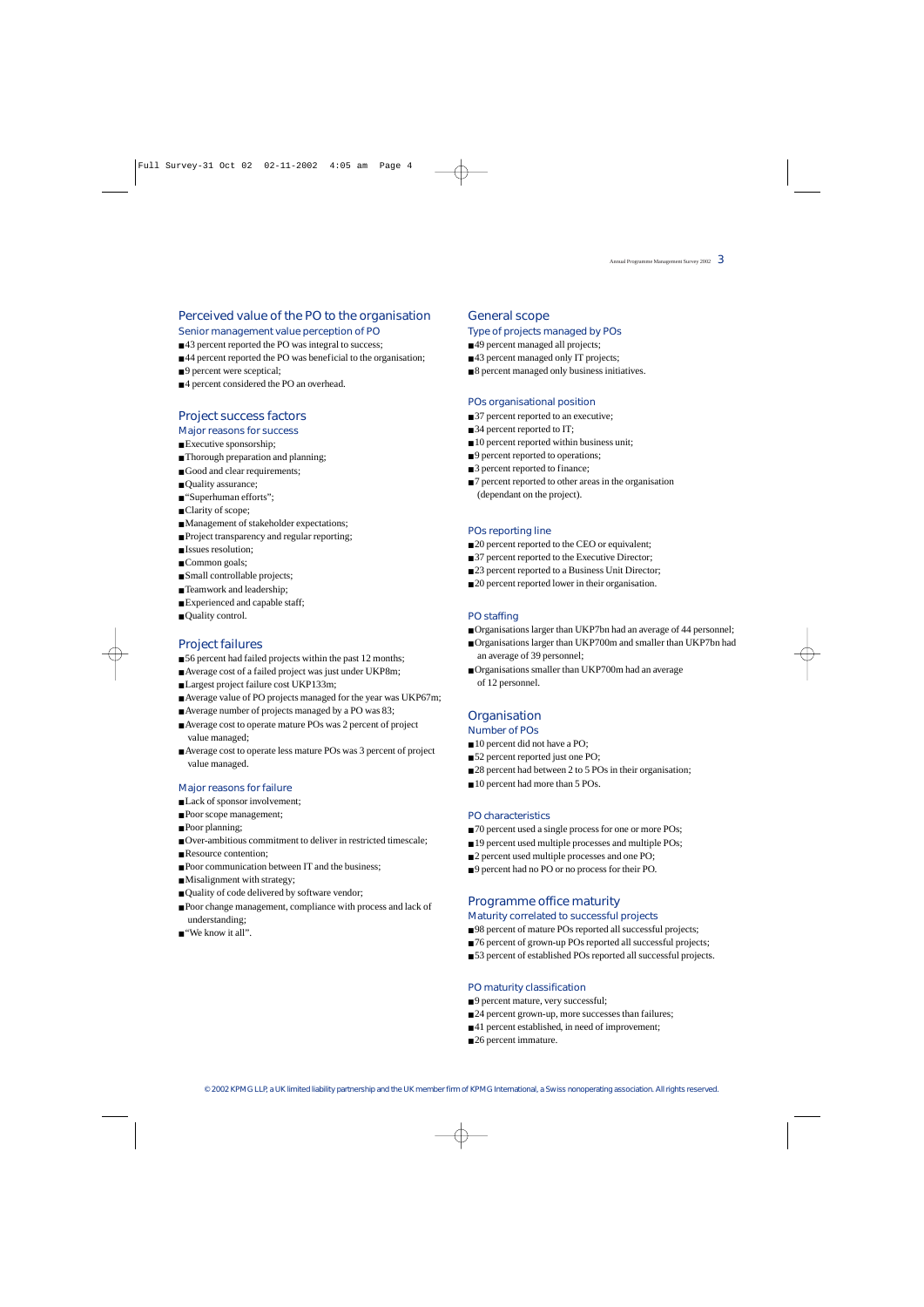## Perceived value of the PO to the organisation

### Senior management value perception of PO

- 43 percent reported the PO was integral to success;
- 44 percent reported the PO was beneficial to the organisation;
- 9 percent were sceptical;
- 4 percent considered the PO an overhead.

## Project success factors

### Major reasons for success

- Executive sponsorship;
- Thorough preparation and planning;
- Good and clear requirements;
- Quality assurance;
- "Superhuman efforts";
- Clarity of scope;
- Management of stakeholder expectations;
- Project transparency and regular reporting;
- Issues resolution;
- Common goals;
- Small controllable projects;
- Teamwork and leadership;
- Experienced and capable staff;
- Quality control.

## Project failures

- 56 percent had failed projects within the past 12 months;
- Average cost of a failed project was just under UKP8m;
- Largest project failure cost UKP133m;
- Average value of PO projects managed for the year was UKP67m;
- Average number of projects managed by a PO was 83;
- Average cost to operate mature POs was 2 percent of project value managed;
- Average cost to operate less mature POs was 3 percent of project value managed.

### Major reasons for failure

- Lack of sponsor involvement;
- Poor scope management;
- Poor planning;
- Over-ambitious commitment to deliver in restricted timescale;
- Resource contention;
- Poor communication between IT and the business;
- Misalignment with strategy;
- Quality of code delivered by software vendor;
- Poor change management, compliance with process and lack of understanding;
- "We know it all".

## General scope

### Type of projects managed by POs

- 49 percent managed all projects;
- 43 percent managed only IT projects;
- 8 percent managed only business initiatives.

### POs organisational position

- 37 percent reported to an executive;
- 34 percent reported to IT;
- 10 percent reported within business unit;
- 9 percent reported to operations;
- 3 percent reported to finance;
- 7 percent reported to other areas in the organisation (dependant on the project).

### POs reporting line

- 20 percent reported to the CEO or equivalent;
- 37 percent reported to the Executive Director;
- 23 percent reported to a Business Unit Director;
- 20 percent reported lower in their organisation.

### PO staffing

- Organisations larger than UKP7bn had an average of 44 personnel;
- Organisations larger than UKP700m and smaller than UKP7bn had an average of 39 personnel;
- Organisations smaller than UKP700m had an average of 12 personnel.

## Organisation

### Number of POs

- 10 percent did not have a PO;
- 52 percent reported just one PO;
- 28 percent had between 2 to 5 POs in their organisation;
- 10 percent had more than 5 POs.

### PO characteristics

- 70 percent used a single process for one or more POs;
- 19 percent used multiple processes and multiple POs;
- 2 percent used multiple processes and one PO;
- 9 percent had no PO or no process for their PO.

## Programme office maturity

### Maturity correlated to successful projects

- 98 percent of mature POs reported all successful projects;
- 76 percent of grown-up POs reported all successful projects;
- 53 percent of established POs reported all successful projects.

### PO maturity classification

- 9 percent mature, very successful;
- 24 percent grown-up, more successes than failures;
- 41 percent established, in need of improvement;
- 26 percent immature.

© 2002 KPMG LLP, a UK limited liability partnership and the UK member firm of KPMG International, a Swiss nonoperating association. All rights reserved.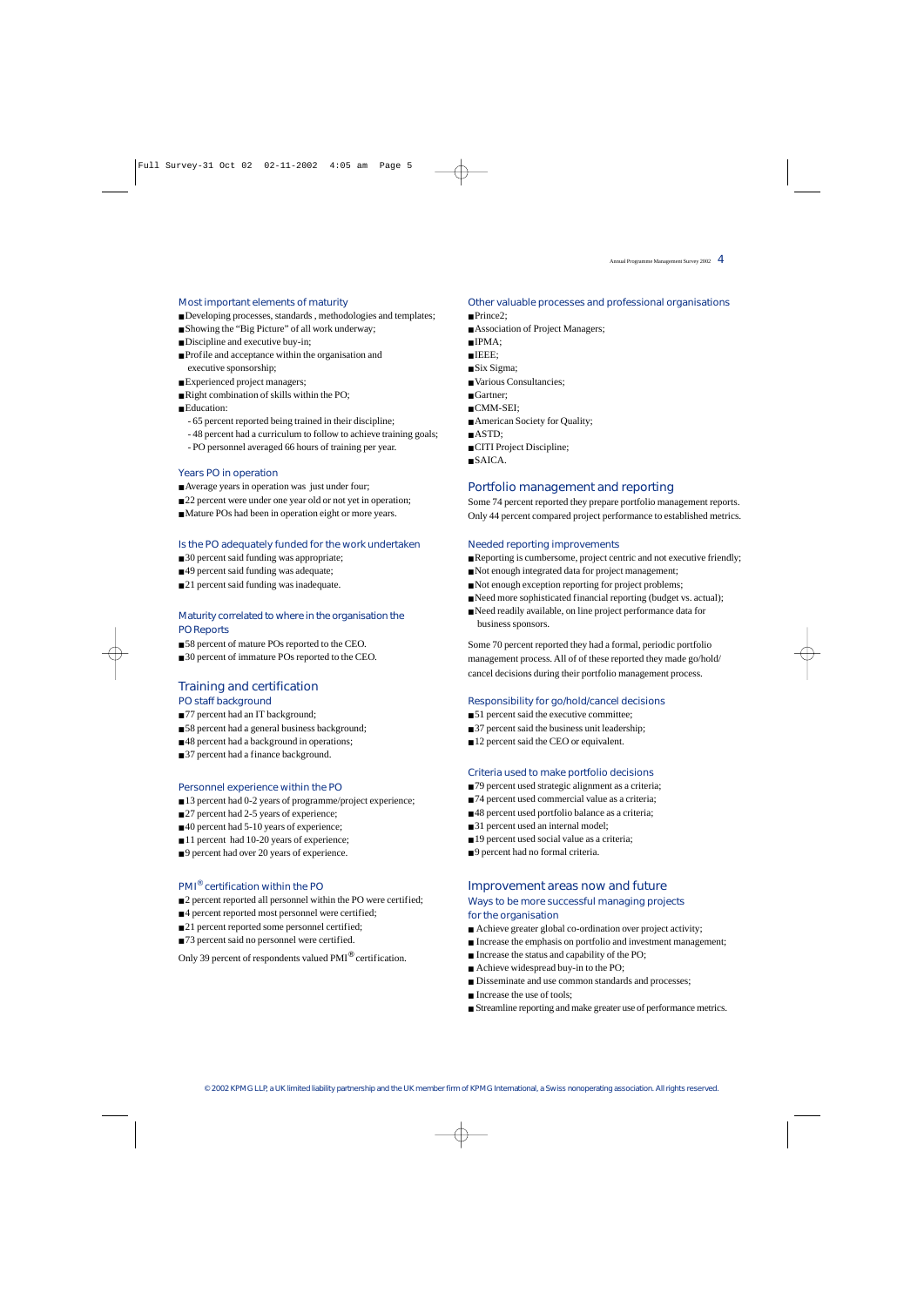### Most important elements of maturity

- Developing processes, standards , methodologies and templates;
- Showing the "Big Picture" of all work underway;
- Discipline and executive buy-in;
- Profile and acceptance within the organisation and executive sponsorship;
- Experienced project managers;
- Right combination of skills within the PO;
- Education:
  - 65 percent reported being trained in their discipline;
  - 48 percent had a curriculum to follow to achieve training goals;
  - PO personnel averaged 66 hours of training per year.

### Years PO in operation

- Average years in operation was just under four;
- 22 percent were under one year old or not yet in operation;
- Mature POs had been in operation eight or more years.

### Is the PO adequately funded for the work undertaken

- 30 percent said funding was appropriate;
- 49 percent said funding was adequate;
- 21 percent said funding was inadequate.

### Maturity correlated to where in the organisation the PO Reports

- 58 percent of mature POs reported to the CEO.
- 30 percent of immature POs reported to the CEO.

## Training and certification

### PO staff background

- 77 percent had an IT background;
- 58 percent had a general business background;
- 48 percent had a background in operations;
- 37 percent had a finance background.

### Personnel experience within the PO

- 13 percent had 0-2 years of programme/project experience;
- 27 percent had 2-5 years of experience;
- 40 percent had 5-10 years of experience;
- 11 percent had 10-20 years of experience;
- 9 percent had over 20 years of experience.

### PMI® certification within the PO

- 2 percent reported all personnel within the PO were certified;
- 4 percent reported most personnel were certified;
- 21 percent reported some personnel certified;
- 73 percent said no personnel were certified.

Only 39 percent of respondents valued PMI® certification.

### Other valuable processes and professional organisations

- Prince2;
- Association of Project Managers;
- IPMA;
- IEEE;
- Six Sigma;
- Various Consultancies;
- Gartner;
- CMM-SEI;
- American Society for Quality;
- ASTD;
- CITI Project Discipline;
- SAICA.

## Portfolio management and reporting

Some 74 percent reported they prepare portfolio management reports. Only 44 percent compared project performance to established metrics.

### Needed reporting improvements

- Reporting is cumbersome, project centric and not executive friendly;
- Not enough integrated data for project management;
- Not enough exception reporting for project problems;
- Need more sophisticated financial reporting (budget vs. actual);
- Need readily available, on line project performance data for business sponsors.

Some 70 percent reported they had a formal, periodic portfolio management process. All of of these reported they made go/hold/cancel decisions during their portfolio management process.

### Responsibility for go/hold/cancel decisions

- 51 percent said the executive committee;
- 37 percent said the business unit leadership;
- 12 percent said the CEO or equivalent.

### Criteria used to make portfolio decisions

- 79 percent used strategic alignment as a criteria;
- 74 percent used commercial value as a criteria;
- 48 percent used portfolio balance as a criteria;
- 31 percent used an internal model;
- 19 percent used social value as a criteria;
- 9 percent had no formal criteria.

## Improvement areas now and future

### Ways to be more successful managing projects for the organisation

- Achieve greater global co-ordination over project activity;
- Increase the emphasis on portfolio and investment management;
- Increase the status and capability of the PO;
- Achieve widespread buy-in to the PO;
- Disseminate and use common standards and processes;
- Increase the use of tools;
- Streamline reporting and make greater use of performance metrics.

© 2002 KPMG LLP, a UK limited liability partnership and the UK member firm of KPMG International, a Swiss nonoperating association. All rights reserved.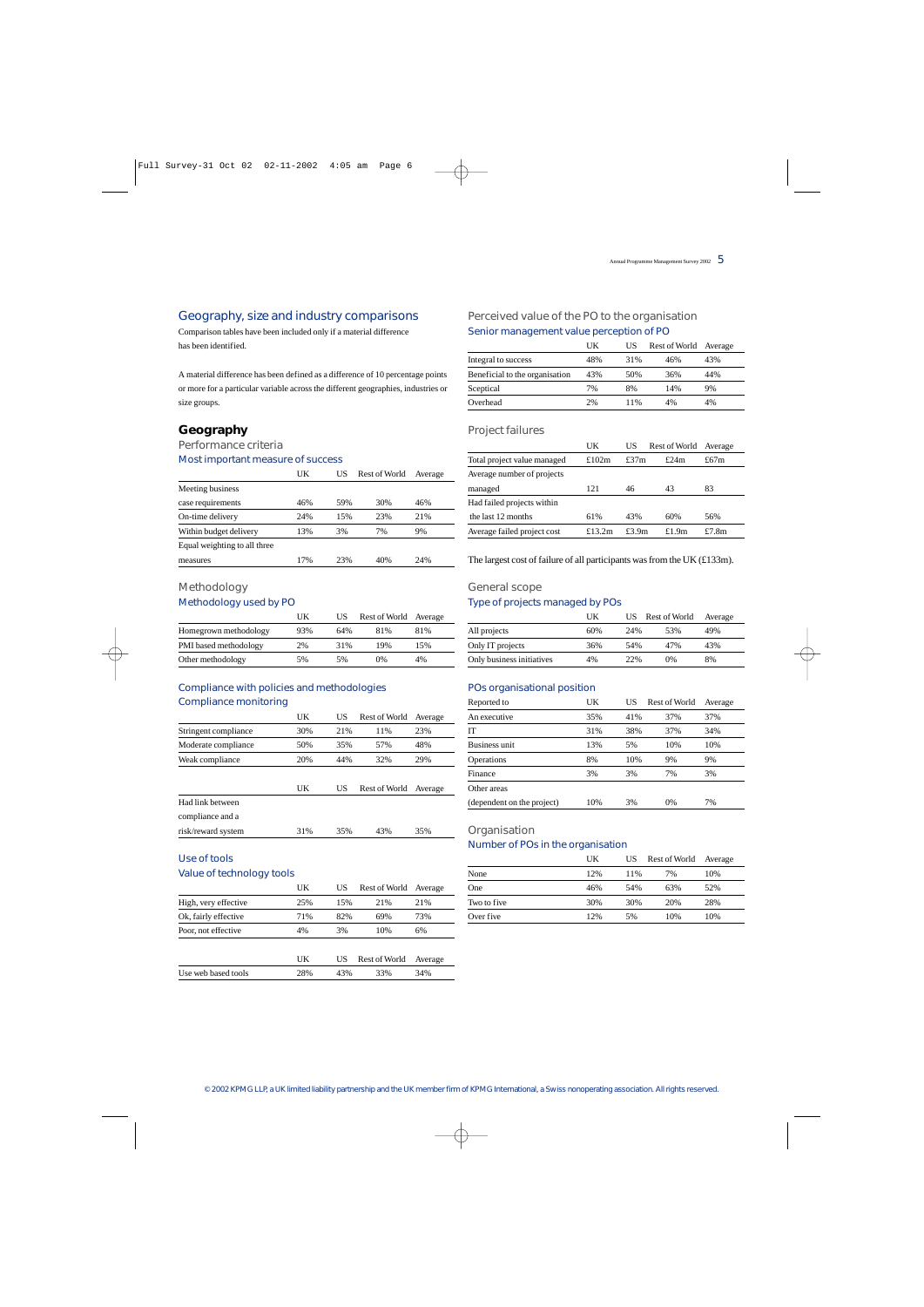## Geography, size and industry comparisons

Comparison tables have been included only if a material difference has been identified.

A material difference has been defined as a difference of 10 percentage points or more for a particular variable across the different geographies, industries or size groups.

## Geography

### Performance criteria

#### Most important measure of success

| | UK | US | Rest of World | Average |
|---|---|---|---|---|
| Meeting business case requirements | 46% | 59% | 30% | 46% |
| On-time delivery | 24% | 15% | 23% | 21% |
| Within budget delivery | 13% | 3% | 7% | 9% |
| Equal weighting to all three measures | 17% | 23% | 40% | 24% |

### Methodology

#### Methodology used by PO

| | UK | US | Rest of World | Average |
|---|---|---|---|---|
| Homegrown methodology | 93% | 64% | 81% | 81% |
| PMI based methodology | 2% | 31% | 19% | 15% |
| Other methodology | 5% | 5% | 0% | 4% |

### Compliance with policies and methodologies

#### Compliance monitoring

| | UK | US | Rest of World | Average |
|---|---|---|---|---|
| Stringent compliance | 30% | 21% | 11% | 23% |
| Moderate compliance | 50% | 35% | 57% | 48% |
| Weak compliance | 20% | 44% | 32% | 29% |

| | UK | US | Rest of World | Average |
|---|---|---|---|---|
| Had link between compliance and a risk/reward system | 31% | 35% | 43% | 35% |

### Use of tools

#### Value of technology tools

| | UK | US | Rest of World | Average |
|---|---|---|---|---|
| High, very effective | 25% | 15% | 21% | 21% |
| Ok, fairly effective | 71% | 82% | 69% | 73% |
| Poor, not effective | 4% | 3% | 10% | 6% |

| | UK | US | Rest of World | Average |
|---|---|---|---|---|
| Use web based tools | 28% | 43% | 33% | 34% |

### Perceived value of the PO to the organisation

#### Senior management value perception of PO

| | UK | US | Rest of World | Average |
|---|---|---|---|---|
| Integral to success | 48% | 31% | 46% | 43% |
| Beneficial to the organisation | 43% | 50% | 36% | 44% |
| Sceptical | 7% | 8% | 14% | 9% |
| Overhead | 2% | 11% | 4% | 4% |

### Project failures

| | UK | US | Rest of World | Average |
|---|---|---|---|---|
| Total project value managed | £102m | £37m | £24m | £67m |
| Average number of projects managed | 121 | 46 | 43 | 83 |
| Had failed projects within the last 12 months | 61% | 43% | 60% | 56% |
| Average failed project cost | £13.2m | £3.9m | £1.9m | £7.8m |

The largest cost of failure of all participants was from the UK (£133m).

### General scope

#### Type of projects managed by POs

| | UK | US | Rest of World | Average |
|---|---|---|---|---|
| All projects | 60% | 24% | 53% | 49% |
| Only IT projects | 36% | 54% | 47% | 43% |
| Only business initiatives | 4% | 22% | 0% | 8% |

#### POs organisational position

| Reported to | UK | US | Rest of World | Average |
|---|---|---|---|---|
| An executive | 35% | 41% | 37% | 37% |
| IT | 31% | 38% | 37% | 34% |
| Business unit | 13% | 5% | 10% | 10% |
| Operations | 8% | 10% | 9% | 9% |
| Finance | 3% | 3% | 7% | 3% |
| Other areas (dependent on the project) | 10% | 3% | 0% | 7% |

### Organisation

#### Number of POs in the organisation

| | UK | US | Rest of World | Average |
|---|---|---|---|---|
| None | 12% | 11% | 7% | 10% |
| One | 46% | 54% | 63% | 52% |
| Two to five | 30% | 30% | 20% | 28% |
| Over five | 12% | 5% | 10% | 10% |

© 2002 KPMG LLP, a UK limited liability partnership and the UK member firm of KPMG International, a Swiss nonoperating association. All rights reserved.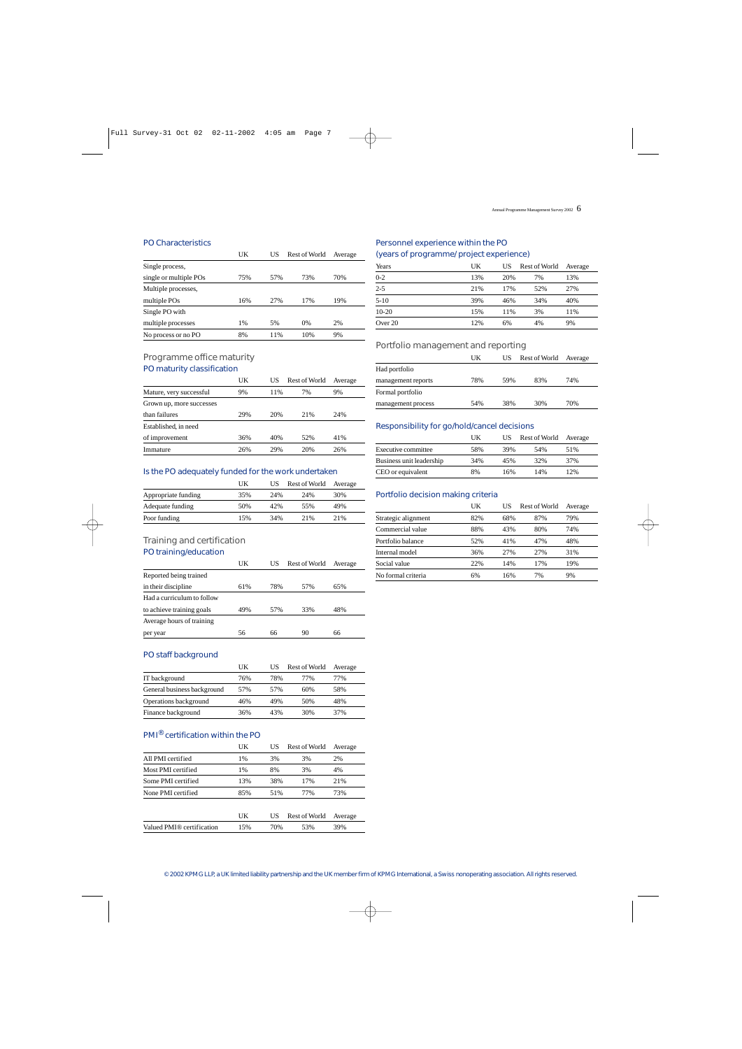### PO Characteristics

| | UK | US | Rest of World | Average |
|---|---|---|---|---|
| Single process, single or multiple POs | 75% | 57% | 73% | 70% |
| Multiple processes, multiple POs | 16% | 27% | 17% | 19% |
| Single PO with multiple processes | 1% | 5% | 0% | 2% |
| No process or no PO | 8% | 11% | 10% | 9% |

## Programme office maturity

### PO maturity classification

| | UK | US | Rest of World | Average |
|---|---|---|---|---|
| Mature, very successful | 9% | 11% | 7% | 9% |
| Grown up, more successes than failures | 29% | 20% | 21% | 24% |
| Established, in need of improvement | 36% | 40% | 52% | 41% |
| Immature | 26% | 29% | 20% | 26% |

### Is the PO adequately funded for the work undertaken

| | UK | US | Rest of World | Average |
|---|---|---|---|---|
| Appropriate funding | 35% | 24% | 24% | 30% |
| Adequate funding | 50% | 42% | 55% | 49% |
| Poor funding | 15% | 34% | 21% | 21% |

## Training and certification

### PO training/education

| | UK | US | Rest of World | Average |
|---|---|---|---|---|
| Reported being trained in their discipline | 61% | 78% | 57% | 65% |
| Had a curriculum to follow to achieve training goals | 49% | 57% | 33% | 48% |
| Average hours of training per year | 56 | 66 | 90 | 66 |

### PO staff background

| | UK | US | Rest of World | Average |
|---|---|---|---|---|
| IT background | 76% | 78% | 77% | 77% |
| General business background | 57% | 57% | 60% | 58% |
| Operations background | 46% | 49% | 50% | 48% |
| Finance background | 36% | 43% | 30% | 37% |

### PMI® certification within the PO

| | UK | US | Rest of World | Average |
|---|---|---|---|---|
| All PMI certified | 1% | 3% | 3% | 2% |
| Most PMI certified | 1% | 8% | 3% | 4% |
| Some PMI certified | 13% | 38% | 17% | 21% |
| None PMI certified | 85% | 51% | 77% | 73% |

| | UK | US | Rest of World | Average |
|---|---|---|---|---|
| Valued PMI® certification | 15% | 70% | 53% | 39% |

### Personnel experience within the PO (years of programme/project experience)

| Years | UK | US | Rest of World | Average |
|---|---|---|---|---|
| 0-2 | 13% | 20% | 7% | 13% |
| 2-5 | 21% | 17% | 52% | 27% |
| 5-10 | 39% | 46% | 34% | 40% |
| 10-20 | 15% | 11% | 3% | 11% |
| Over 20 | 12% | 6% | 4% | 9% |

## Portfolio management and reporting

| | UK | US | Rest of World | Average |
|---|---|---|---|---|
| Had portfolio management reports | 78% | 59% | 83% | 74% |
| Formal portfolio management process | 54% | 38% | 30% | 70% |

### Responsibility for go/hold/cancel decisions

| | UK | US | Rest of World | Average |
|---|---|---|---|---|
| Executive committee | 58% | 39% | 54% | 51% |
| Business unit leadership | 34% | 45% | 32% | 37% |
| CEO or equivalent | 8% | 16% | 14% | 12% |

### Portfolio decision making criteria

| | UK | US | Rest of World | Average |
|---|---|---|---|---|
| Strategic alignment | 82% | 68% | 87% | 79% |
| Commercial value | 88% | 43% | 80% | 74% |
| Portfolio balance | 52% | 41% | 47% | 48% |
| Internal model | 36% | 27% | 27% | 31% |
| Social value | 22% | 14% | 17% | 19% |
| No formal criteria | 6% | 16% | 7% | 9% |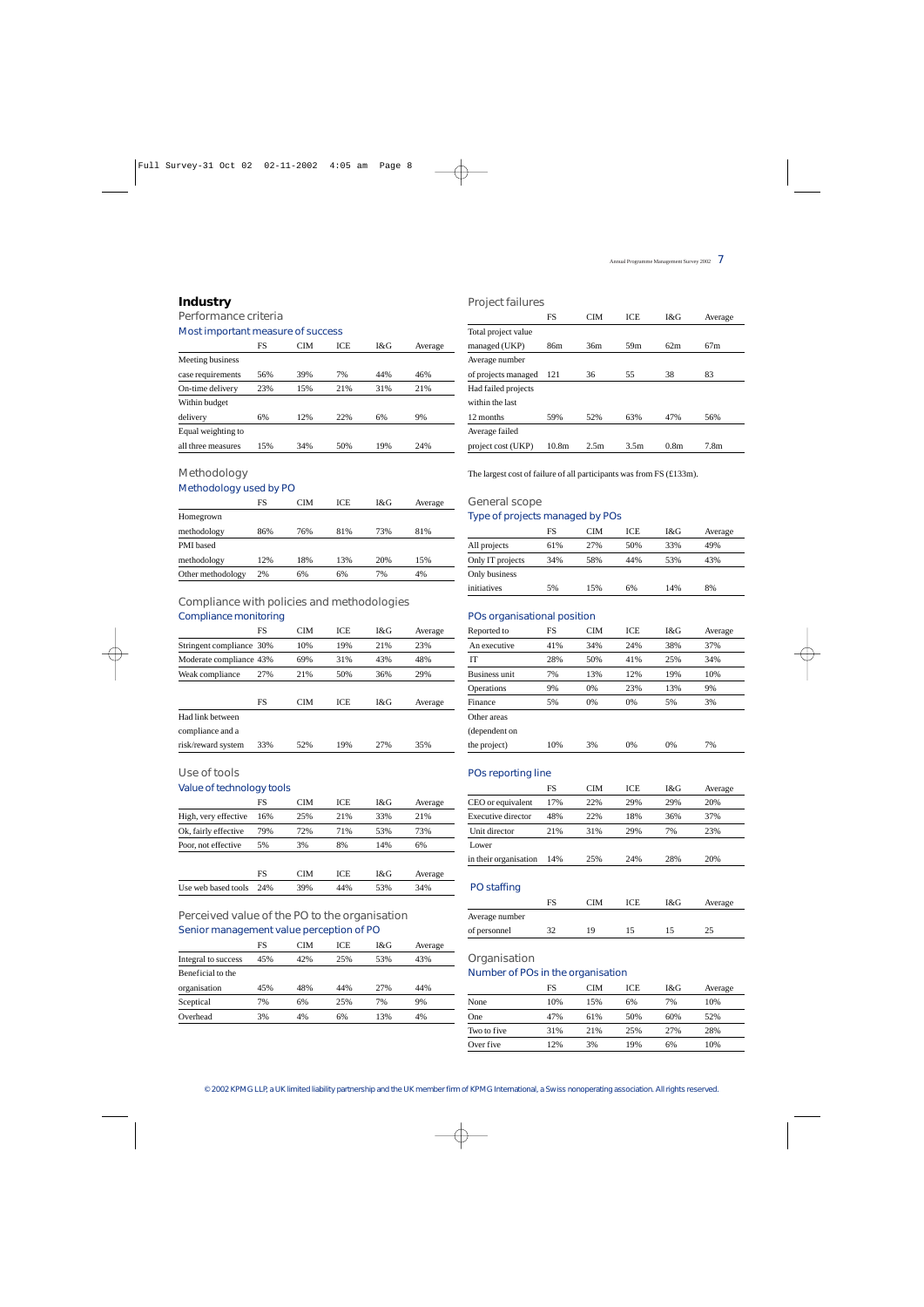## Industry

### Performance criteria

#### Most important measure of success

| | FS | CIM | ICE | I&G | Average |
|---|---|---|---|---|---|
| Meeting business case requirements | 56% | 39% | 7% | 44% | 46% |
| On-time delivery | 23% | 15% | 21% | 31% | 21% |
| Within budget delivery | 6% | 12% | 22% | 6% | 9% |
| Equal weighting to all three measures | 15% | 34% | 50% | 19% | 24% |

### Methodology

#### Methodology used by PO

| | FS | CIM | ICE | I&G | Average |
|---|---|---|---|---|---|
| Homegrown methodology | 86% | 76% | 81% | 73% | 81% |
| PMI based methodology | 12% | 18% | 13% | 20% | 15% |
| Other methodology | 2% | 6% | 6% | 7% | 4% |

### Compliance with policies and methodologies

#### Compliance monitoring

| | FS | CIM | ICE | I&G | Average |
|---|---|---|---|---|---|
| Stringent compliance | 30% | 10% | 19% | 21% | 23% |
| Moderate compliance | 43% | 69% | 31% | 43% | 48% |
| Weak compliance | 27% | 21% | 50% | 36% | 29% |

| | FS | CIM | ICE | I&G | Average |
|---|---|---|---|---|---|
| Had link between compliance and a risk/reward system | 33% | 52% | 19% | 27% | 35% |

### Use of tools

#### Value of technology tools

| | FS | CIM | ICE | I&G | Average |
|---|---|---|---|---|---|
| High, very effective | 16% | 25% | 21% | 33% | 21% |
| Ok, fairly effective | 79% | 72% | 71% | 53% | 73% |
| Poor, not effective | 5% | 3% | 8% | 14% | 6% |

| | FS | CIM | ICE | I&G | Average |
|---|---|---|---|---|---|
| Use web based tools | 24% | 39% | 44% | 53% | 34% |

### Perceived value of the PO to the organisation

#### Senior management value perception of PO

| | FS | CIM | ICE | I&G | Average |
|---|---|---|---|---|---|
| Integral to success | 45% | 42% | 25% | 53% | 43% |
| Beneficial to the organisation | 45% | 48% | 44% | 27% | 44% |
| Sceptical | 7% | 6% | 25% | 7% | 9% |
| Overhead | 3% | 4% | 6% | 13% | 4% |

### Project failures

| | FS | CIM | ICE | I&G | Average |
|---|---|---|---|---|---|
| Total project value managed (UKP) | 86m | 36m | 59m | 62m | 67m |
| Average number of projects managed | 121 | 36 | 55 | 38 | 83 |
| Had failed projects within the last 12 months | 59% | 52% | 63% | 47% | 56% |
| Average failed project cost (UKP) | 10.8m | 2.5m | 3.5m | 0.8m | 7.8m |

The largest cost of failure of all participants was from FS (£133m).

### General scope

#### Type of projects managed by POs

| | FS | CIM | ICE | I&G | Average |
|---|---|---|---|---|---|
| All projects | 61% | 27% | 50% | 33% | 49% |
| Only IT projects | 34% | 58% | 44% | 53% | 43% |
| Only business initiatives | 5% | 15% | 6% | 14% | 8% |

#### POs organisational position

| Reported to | FS | CIM | ICE | I&G | Average |
|---|---|---|---|---|---|
| An executive | 41% | 34% | 24% | 38% | 37% |
| IT | 28% | 50% | 41% | 25% | 34% |
| Business unit | 7% | 13% | 12% | 19% | 10% |
| Operations | 9% | 0% | 23% | 13% | 9% |
| Finance | 5% | 0% | 0% | 5% | 3% |
| Other areas (dependent on the project) | 10% | 3% | 0% | 0% | 7% |

#### POs reporting line

| | FS | CIM | ICE | I&G | Average |
|---|---|---|---|---|---|
| CEO or equivalent | 17% | 22% | 29% | 29% | 20% |
| Executive director | 48% | 22% | 18% | 36% | 37% |
| Unit director | 21% | 31% | 29% | 7% | 23% |
| Lower in their organisation | 14% | 25% | 24% | 28% | 20% |

#### PO staffing

| | FS | CIM | ICE | I&G | Average |
|---|---|---|---|---|---|
| Average number of personnel | 32 | 19 | 15 | 15 | 25 |

### Organisation

#### Number of POs in the organisation

| | FS | CIM | ICE | I&G | Average |
|---|---|---|---|---|---|
| None | 10% | 15% | 6% | 7% | 10% |
| One | 47% | 61% | 50% | 60% | 52% |
| Two to five | 31% | 21% | 25% | 27% | 28% |
| Over five | 12% | 3% | 19% | 6% | 10% |

© 2002 KPMG LLP, a UK limited liability partnership and the UK member firm of KPMG International, a Swiss nonoperating association. All rights reserved.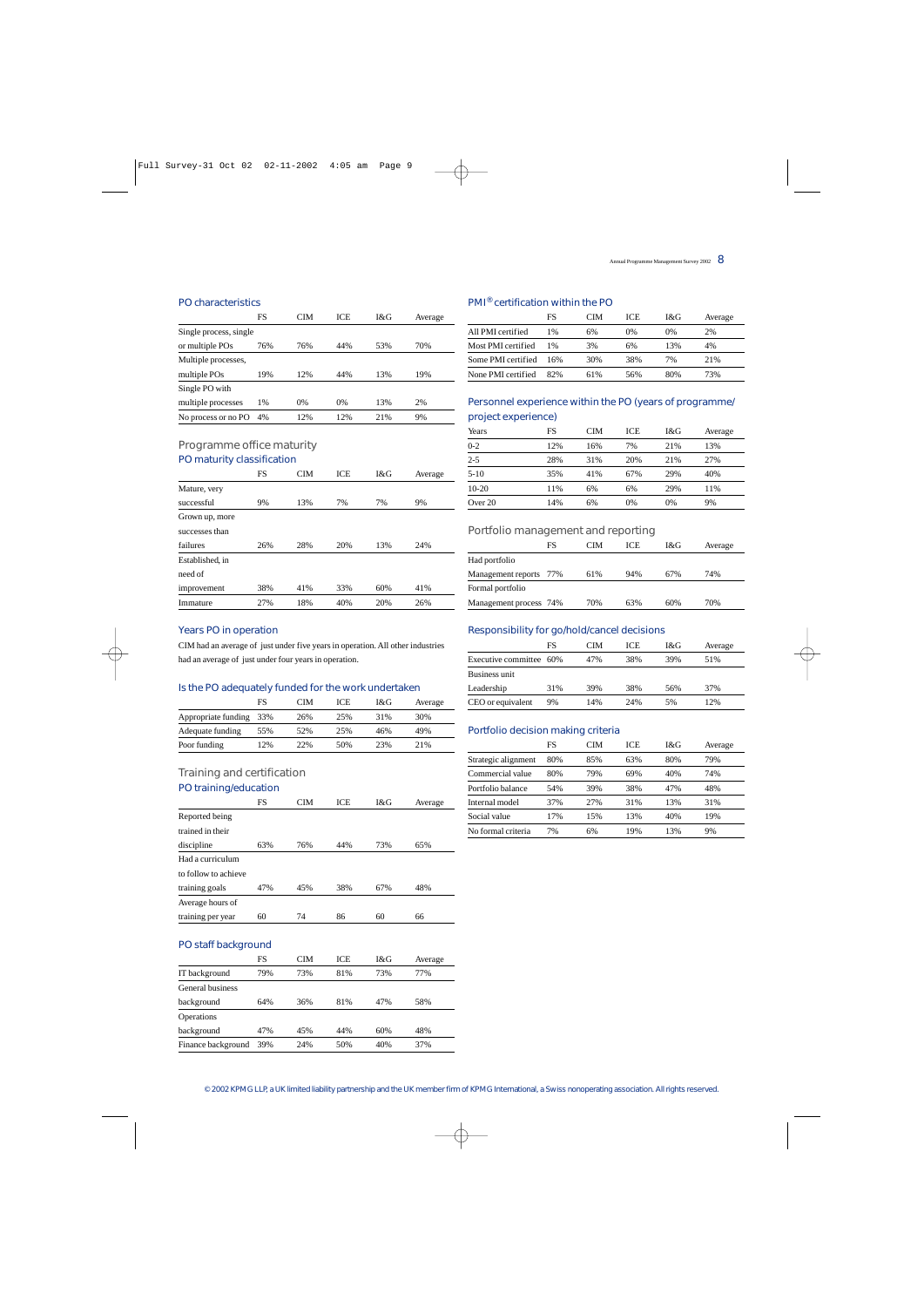## PO characteristics

| | FS | CIM | ICE | I&G | Average |
|---|---|---|---|---|---|
| Single process, single or multiple POs | 76% | 76% | 44% | 53% | 70% |
| Multiple processes, multiple POs | 19% | 12% | 44% | 13% | 19% |
| Single PO with multiple processes | 1% | 0% | 0% | 13% | 2% |
| No process or no PO | 4% | 12% | 12% | 21% | 9% |

## Programme office maturity

### PO maturity classification

| | FS | CIM | ICE | I&G | Average |
|---|---|---|---|---|---|
| Mature, very successful | 9% | 13% | 7% | 7% | 9% |
| Grown up, more successes than failures | 26% | 28% | 20% | 13% | 24% |
| Established, in need of improvement | 38% | 41% | 33% | 60% | 41% |
| Immature | 27% | 18% | 40% | 20% | 26% |

### Years PO in operation

CIM had an average of just under five years in operation. All other industries had an average of just under four years in operation.

### Is the PO adequately funded for the work undertaken

| | FS | CIM | ICE | I&G | Average |
|---|---|---|---|---|---|
| Appropriate funding | 33% | 26% | 25% | 31% | 30% |
| Adequate funding | 55% | 52% | 25% | 46% | 49% |
| Poor funding | 12% | 22% | 50% | 23% | 21% |

## Training and certification

### PO training/education

| | FS | CIM | ICE | I&G | Average |
|---|---|---|---|---|---|
| Reported being trained in their discipline | 63% | 76% | 44% | 73% | 65% |
| Had a curriculum to follow to achieve training goals | 47% | 45% | 38% | 67% | 48% |
| Average hours of training per year | 60 | 74 | 86 | 60 | 66 |

### PO staff background

| | FS | CIM | ICE | I&G | Average |
|---|---|---|---|---|---|
| IT background | 79% | 73% | 81% | 73% | 77% |
| General business background | 64% | 36% | 81% | 47% | 58% |
| Operations background | 47% | 45% | 44% | 60% | 48% |
| Finance background | 39% | 24% | 50% | 40% | 37% |

### PMI® certification within the PO

| | FS | CIM | ICE | I&G | Average |
|---|---|---|---|---|---|
| All PMI certified | 1% | 6% | 0% | 0% | 2% |
| Most PMI certified | 1% | 3% | 6% | 13% | 4% |
| Some PMI certified | 16% | 30% | 38% | 7% | 21% |
| None PMI certified | 82% | 61% | 56% | 80% | 73% |

### Personnel experience within the PO (years of programme/project experience)

| Years | FS | CIM | ICE | I&G | Average |
|---|---|---|---|---|---|
| 0-2 | 12% | 16% | 7% | 21% | 13% |
| 2-5 | 28% | 31% | 20% | 21% | 27% |
| 5-10 | 35% | 41% | 67% | 29% | 40% |
| 10-20 | 11% | 6% | 6% | 29% | 11% |
| Over 20 | 14% | 6% | 0% | 0% | 9% |

## Portfolio management and reporting

| | FS | CIM | ICE | I&G | Average |
|---|---|---|---|---|---|
| Had portfolio Management reports | 77% | 61% | 94% | 67% | 74% |
| Formal portfolio Management process | 74% | 70% | 63% | 60% | 70% |

### Responsibility for go/hold/cancel decisions

| | FS | CIM | ICE | I&G | Average |
|---|---|---|---|---|---|
| Executive committee | 60% | 47% | 38% | 39% | 51% |
| Business unit Leadership | 31% | 39% | 38% | 56% | 37% |
| CEO or equivalent | 9% | 14% | 24% | 5% | 12% |

### Portfolio decision making criteria

| | FS | CIM | ICE | I&G | Average |
|---|---|---|---|---|---|
| Strategic alignment | 80% | 85% | 63% | 80% | 79% |
| Commercial value | 80% | 79% | 69% | 40% | 74% |
| Portfolio balance | 54% | 39% | 38% | 47% | 48% |
| Internal model | 37% | 27% | 31% | 13% | 31% |
| Social value | 17% | 15% | 13% | 40% | 19% |
| No formal criteria | 7% | 6% | 19% | 13% | 9% |

© 2002 KPMG LLP, a UK limited liability partnership and the UK member firm of KPMG International, a Swiss nonoperating association. All rights reserved.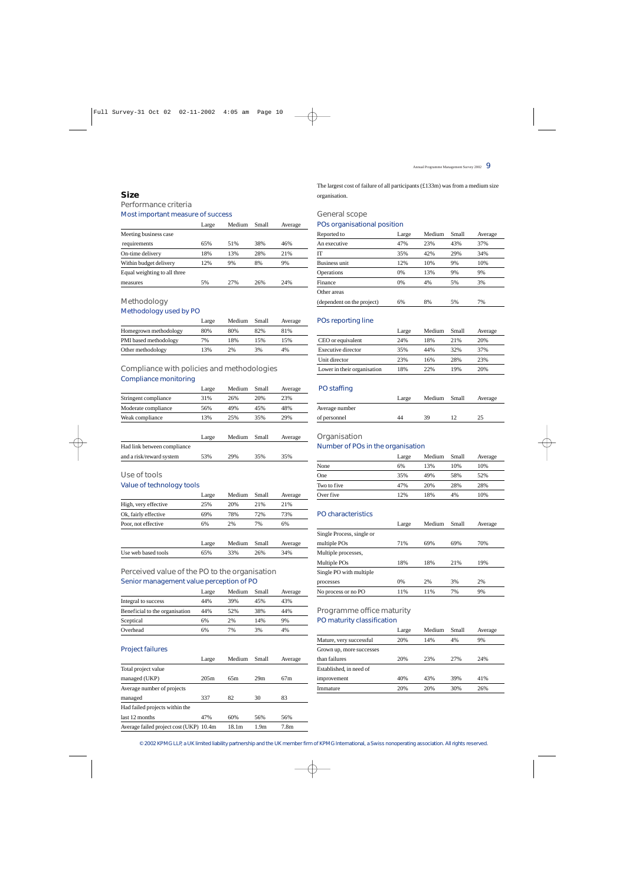## Size

### Performance criteria

#### Most important measure of success

| | Large | Medium | Small | Average |
|---|---|---|---|---|
| Meeting business case requirements | 65% | 51% | 38% | 46% |
| On-time delivery | 18% | 13% | 28% | 21% |
| Within budget delivery | 12% | 9% | 8% | 9% |
| Equal weighting to all three measures | 5% | 27% | 26% | 24% |

### Methodology

#### Methodology used by PO

| | Large | Medium | Small | Average |
|---|---|---|---|---|
| Homegrown methodology | 80% | 80% | 82% | 81% |
| PMI based methodology | 7% | 18% | 15% | 15% |
| Other methodology | 13% | 2% | 3% | 4% |

### Compliance with policies and methodologies

#### Compliance monitoring

| | Large | Medium | Small | Average |
|---|---|---|---|---|
| Stringent compliance | 31% | 26% | 20% | 23% |
| Moderate compliance | 56% | 49% | 45% | 48% |
| Weak compliance | 13% | 25% | 35% | 29% |

| | Large | Medium | Small | Average |
|---|---|---|---|---|
| Had link between compliance and a risk/reward system | 53% | 29% | 35% | 35% |

### Use of tools

#### Value of technology tools

| | Large | Medium | Small | Average |
|---|---|---|---|---|
| High, very effective | 25% | 20% | 21% | 21% |
| Ok, fairly effective | 69% | 78% | 72% | 73% |
| Poor, not effective | 6% | 2% | 7% | 6% |

| | Large | Medium | Small | Average |
|---|---|---|---|---|
| Use web based tools | 65% | 33% | 26% | 34% |

### Perceived value of the PO to the organisation

#### Senior management value perception of PO

| | Large | Medium | Small | Average |
|---|---|---|---|---|
| Integral to success | 44% | 39% | 45% | 43% |
| Beneficial to the organisation | 44% | 52% | 38% | 44% |
| Sceptical | 6% | 2% | 14% | 9% |
| Overhead | 6% | 7% | 3% | 4% |

#### Project failures

| | Large | Medium | Small | Average |
|---|---|---|---|---|
| Total project value managed (UKP) | 205m | 65m | 29m | 67m |
| Average number of projects managed | 337 | 82 | 30 | 83 |
| Had failed projects within the last 12 months | 47% | 60% | 56% | 56% |
| Average failed project cost (UKP) | 10.4m | 18.1m | 1.9m | 7.8m |

The largest cost of failure of all participants (£133m) was from a medium size organisation.

### General scope

#### POs organisational position

| Reported to | Large | Medium | Small | Average |
|---|---|---|---|---|
| An executive | 47% | 23% | 43% | 37% |
| IT | 35% | 42% | 29% | 34% |
| Business unit | 12% | 10% | 9% | 10% |
| Operations | 0% | 13% | 9% | 9% |
| Finance | 0% | 4% | 5% | 3% |
| Other areas (dependent on the project) | 6% | 8% | 5% | 7% |

#### POs reporting line

| | Large | Medium | Small | Average |
|---|---|---|---|---|
| CEO or equivalent | 24% | 18% | 21% | 20% |
| Executive director | 35% | 44% | 32% | 37% |
| Unit director | 23% | 16% | 28% | 23% |
| Lower in their organisation | 18% | 22% | 19% | 20% |

#### PO staffing

| | Large | Medium | Small | Average |
|---|---|---|---|---|
| Average number of personnel | 44 | 39 | 12 | 25 |

### Organisation

#### Number of POs in the organisation

| | Large | Medium | Small | Average |
|---|---|---|---|---|
| None | 6% | 13% | 10% | 10% |
| One | 35% | 49% | 58% | 52% |
| Two to five | 47% | 20% | 28% | 28% |
| Over five | 12% | 18% | 4% | 10% |

#### PO characteristics

| | Large | Medium | Small | Average |
|---|---|---|---|---|
| Single Process, single or multiple POs | 71% | 69% | 69% | 70% |
| Multiple processes, Multiple POs | 18% | 18% | 21% | 19% |
| Single PO with multiple processes | 0% | 2% | 3% | 2% |
| No process or no PO | 11% | 11% | 7% | 9% |

### Programme office maturity

#### PO maturity classification

| | Large | Medium | Small | Average |
|---|---|---|---|---|
| Mature, very successful | 20% | 14% | 4% | 9% |
| Grown up, more successes than failures | 20% | 23% | 27% | 24% |
| Established, in need of improvement | 40% | 43% | 39% | 41% |
| Immature | 20% | 20% | 30% | 26% |

© 2002 KPMG LLP, a UK limited liability partnership and the UK member firm of KPMG International, a Swiss nonoperating association. All rights reserved.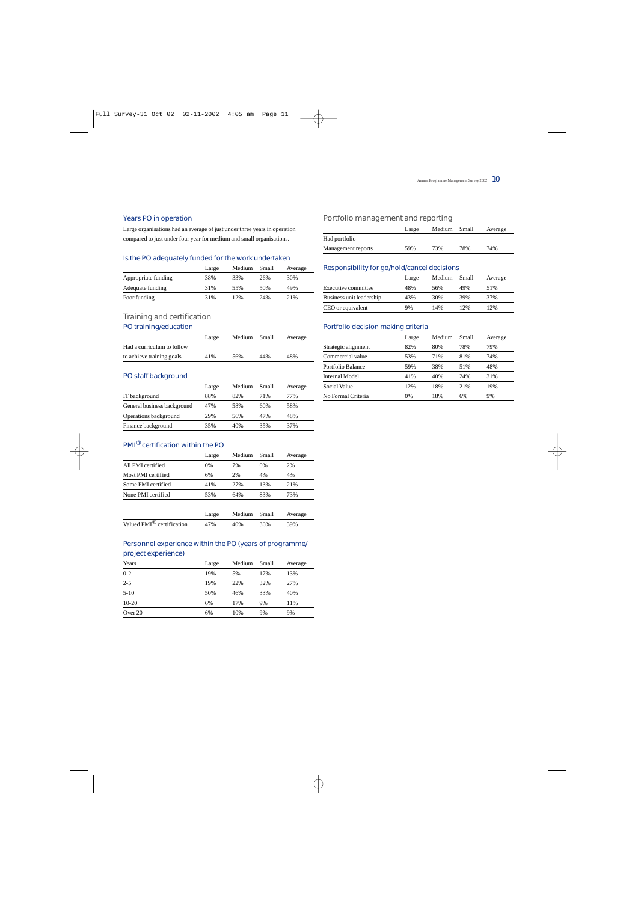### Years PO in operation

Large organisations had an average of just under three years in operation compared to just under four year for medium and small organisations.

### Is the PO adequately funded for the work undertaken

| | Large | Medium | Small | Average |
|---|---|---|---|---|
| Appropriate funding | 38% | 33% | 26% | 30% |
| Adequate funding | 31% | 55% | 50% | 49% |
| Poor funding | 31% | 12% | 24% | 21% |

## Training and certification

### PO training/education

| | Large | Medium | Small | Average |
|---|---|---|---|---|
| Had a curriculum to follow to achieve training goals | 41% | 56% | 44% | 48% |

### PO staff background

| | Large | Medium | Small | Average |
|---|---|---|---|---|
| IT background | 88% | 82% | 71% | 77% |
| General business background | 47% | 58% | 60% | 58% |
| Operations background | 29% | 56% | 47% | 48% |
| Finance background | 35% | 40% | 35% | 37% |

### PMI® certification within the PO

| | Large | Medium | Small | Average |
|---|---|---|---|---|
| All PMI certified | 0% | 7% | 0% | 2% |
| Most PMI certified | 6% | 2% | 4% | 4% |
| Some PMI certified | 41% | 27% | 13% | 21% |
| None PMI certified | 53% | 64% | 83% | 73% |

| | Large | Medium | Small | Average |
|---|---|---|---|---|
| Valued PMI® certification | 47% | 40% | 36% | 39% |

### Personnel experience within the PO (years of programme/project experience)

| Years | Large | Medium | Small | Average |
|---|---|---|---|---|
| 0-2 | 19% | 5% | 17% | 13% |
| 2-5 | 19% | 22% | 32% | 27% |
| 5-10 | 50% | 46% | 33% | 40% |
| 10-20 | 6% | 17% | 9% | 11% |
| Over 20 | 6% | 10% | 9% | 9% |

## Portfolio management and reporting

| | Large | Medium | Small | Average |
|---|---|---|---|---|
| Had portfolio Management reports | 59% | 73% | 78% | 74% |

### Responsibility for go/hold/cancel decisions

| | Large | Medium | Small | Average |
|---|---|---|---|---|
| Executive committee | 48% | 56% | 49% | 51% |
| Business unit leadership | 43% | 30% | 39% | 37% |
| CEO or equivalent | 9% | 14% | 12% | 12% |

### Portfolio decision making criteria

| | Large | Medium | Small | Average |
|---|---|---|---|---|
| Strategic alignment | 82% | 80% | 78% | 79% |
| Commercial value | 53% | 71% | 81% | 74% |
| Portfolio Balance | 59% | 38% | 51% | 48% |
| Internal Model | 41% | 40% | 24% | 31% |
| Social Value | 12% | 18% | 21% | 19% |
| No Formal Criteria | 0% | 18% | 6% | 9% |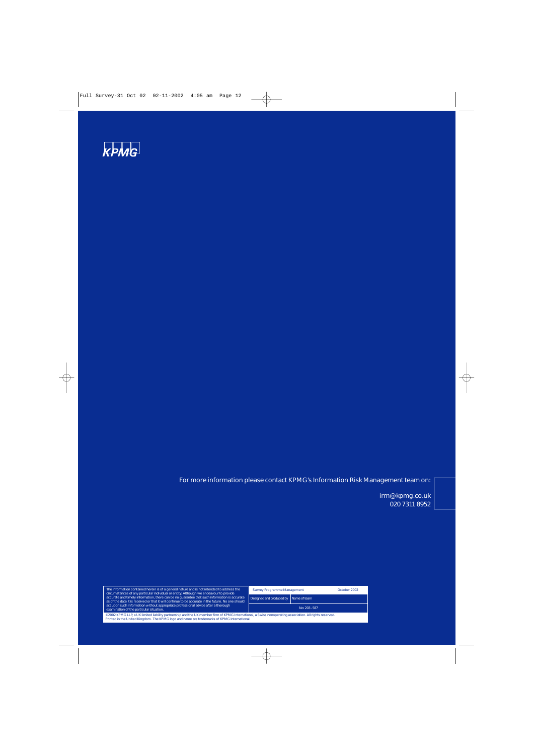KPMG

For more information please contact KPMG's Information Risk Management team on:

irm@kpmg.co.uk
020 7311 8952

The information contained herein is of a general nature and is not intended to address the circumstances of any particular individual or entity. Although we endeavour to provide accurate and timely information, there can be no guarantee that such information is accurate as of the date it is received or that it will continue to be accurate in the future. No one should act upon such information without appropriate professional advice after a thorough examination of the particular situation.

| | | |
|---|---|---|
| Survey Programme Management | | October 2002 |
| Designed and produced by | Name of team | |
| No: 203 - 587 | | |

©2002 KPMG LLP, a UK limited liability partnership and the UK member firm of KPMG International, a Swiss nonoperating association. All rights reserved.
Printed in the United Kingdom. The KPMG logo and name are trademarks of KPMG International.